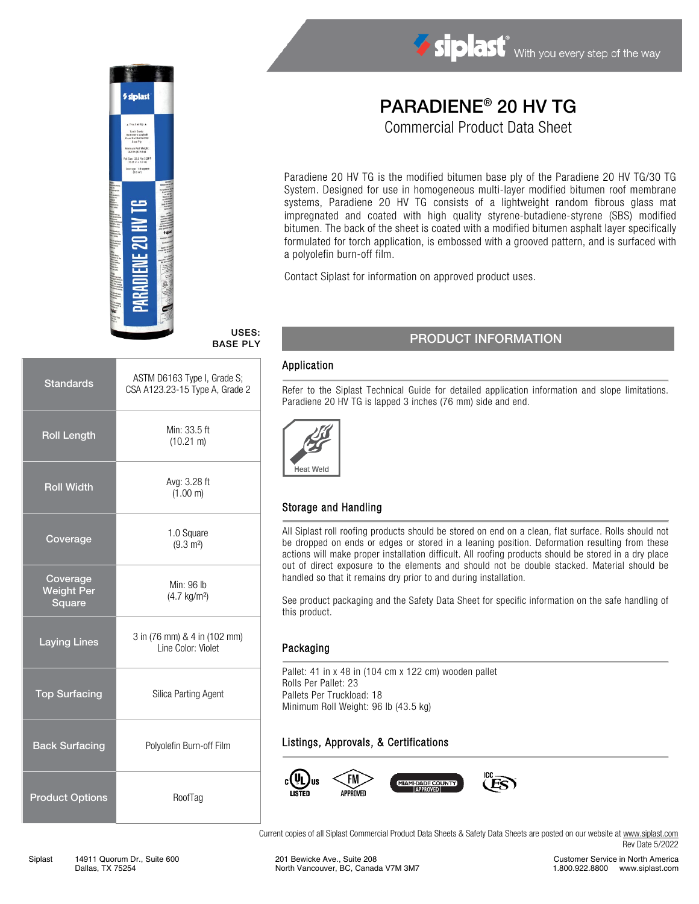siplast® With you every step of the way

# PARADIENE® 20 HV TG

## Commercial Product Data Sheet

Paradiene 20 HV TG is the modified bitumen base ply of the Paradiene 20 HV TG/30 TG System. Designed for use in homogeneous multi-layer modified bitumen roof membrane systems, Paradiene 20 HV TG consists of a lightweight random fibrous glass mat impregnated and coated with high quality styrene-butadiene-styrene (SBS) modified bitumen. The back of the sheet is coated with a modified bitumen asphalt layer specifically formulated for torch application, is embossed with a grooved pattern, and is surfaced with a polyolefin burn-off film.

Contact Siplast for information on approved product uses.

**USES: BASE PLY**

| | |
|---|---|
| Standards | ASTM D6163 Type I, Grade S; CSA A123.23-15 Type A, Grade 2 |
| Roll Length | Min: 33.5 ft (10.21 m) |
| Roll Width | Avg: 3.28 ft (1.00 m) |
| Coverage | 1.0 Square (9.3 m²) |
| Coverage Weight Per Square | Min: 96 lb (4.7 kg/m²) |
| Laying Lines | 3 in (76 mm) & 4 in (102 mm) Line Color: Violet |
| Top Surfacing | Silica Parting Agent |
| Back Surfacing | Polyolefin Burn-off Film |
| Product Options | RoofTag |

## PRODUCT INFORMATION

### Application

Refer to the Siplast Technical Guide for detailed application information and slope limitations. Paradiene 20 HV TG is lapped 3 inches (76 mm) side and end.

Heat Weld

### Storage and Handling

All Siplast roll roofing products should be stored on end on a clean, flat surface. Rolls should not be dropped on ends or edges or stored in a leaning position. Deformation resulting from these actions will make proper installation difficult. All roofing products should be stored in a dry place out of direct exposure to the elements and should not be double stacked. Material should be handled so that it remains dry prior to and during installation.

See product packaging and the Safety Data Sheet for specific information on the safe handling of this product.

### Packaging

Pallet: 41 in x 48 in (104 cm x 122 cm) wooden pallet
Rolls Per Pallet: 23
Pallets Per Truckload: 18
Minimum Roll Weight: 96 lb (43.5 kg)

### Listings, Approvals, & Certifications

c UL us LISTED · FM APPROVED · MIAMI-DADE COUNTY APPROVED · ICC ES

Current copies of all Siplast Commercial Product Data Sheets & Safety Data Sheets are posted on our website at www.siplast.com
Rev Date 5/2022

Siplast 14911 Quorum Dr., Suite 600 Dallas, TX 75254 | 201 Bewicke Ave., Suite 208 North Vancouver, BC, Canada V7M 3M7 | Customer Service in North America 1.800.922.8800 www.siplast.com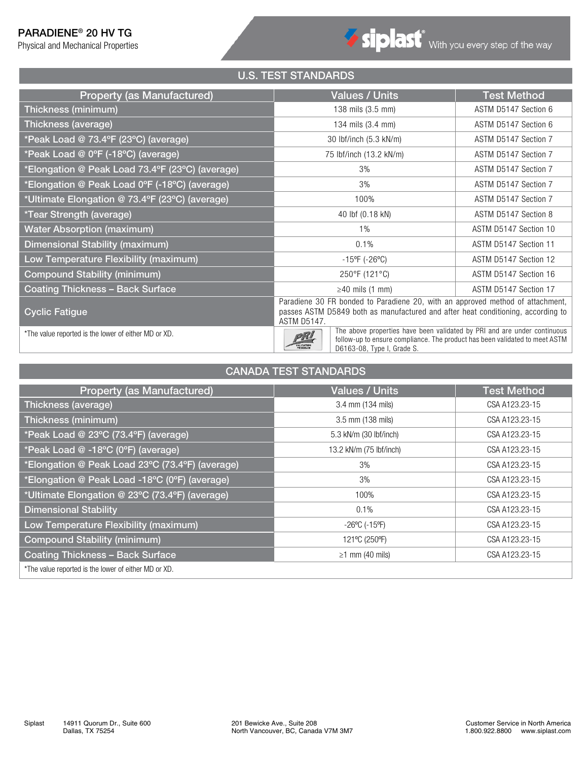# PARADIENE® 20 HV TG

Physical and Mechanical Properties

siplast® With you every step of the way

## U.S. TEST STANDARDS

| Property (as Manufactured) | Values / Units | Test Method |
|---|---|---|
| Thickness (minimum) | 138 mils (3.5 mm) | ASTM D5147 Section 6 |
| Thickness (average) | 134 mils (3.4 mm) | ASTM D5147 Section 6 |
| *Peak Load @ 73.4ºF (23ºC) (average) | 30 lbf/inch (5.3 kN/m) | ASTM D5147 Section 7 |
| *Peak Load @ 0ºF (-18ºC) (average) | 75 lbf/inch (13.2 kN/m) | ASTM D5147 Section 7 |
| *Elongation @ Peak Load 73.4ºF (23ºC) (average) | 3% | ASTM D5147 Section 7 |
| *Elongation @ Peak Load 0ºF (-18ºC) (average) | 3% | ASTM D5147 Section 7 |
| *Ultimate Elongation @ 73.4ºF (23ºC) (average) | 100% | ASTM D5147 Section 7 |
| *Tear Strength (average) | 40 lbf (0.18 kN) | ASTM D5147 Section 8 |
| Water Absorption (maximum) | 1% | ASTM D5147 Section 10 |
| Dimensional Stability (maximum) | 0.1% | ASTM D5147 Section 11 |
| Low Temperature Flexibility (maximum) | -15ºF (-26ºC) | ASTM D5147 Section 12 |
| Compound Stability (minimum) | 250°F (121°C) | ASTM D5147 Section 16 |
| Coating Thickness – Back Surface | ≥40 mils (1 mm) | ASTM D5147 Section 17 |
| Cyclic Fatigue | Paradiene 30 FR bonded to Paradiene 20, with an approved method of attachment, passes ASTM D5849 both as manufactured and after heat conditioning, according to ASTM D5147. | |
| *The value reported is the lower of either MD or XD. | PRI VALIDATION PROGRAM — The above properties have been validated by PRI and are under continuous follow-up to ensure compliance. The product has been validated to meet ASTM D6163-08, Type I, Grade S. | |

## CANADA TEST STANDARDS

| Property (as Manufactured) | Values / Units | Test Method |
|---|---|---|
| Thickness (average) | 3.4 mm (134 mils) | CSA A123.23-15 |
| Thickness (minimum) | 3.5 mm (138 mils) | CSA A123.23-15 |
| *Peak Load @ 23ºC (73.4ºF) (average) | 5.3 kN/m (30 lbf/inch) | CSA A123.23-15 |
| *Peak Load @ -18ºC (0ºF) (average) | 13.2 kN/m (75 lbf/inch) | CSA A123.23-15 |
| *Elongation @ Peak Load 23ºC (73.4ºF) (average) | 3% | CSA A123.23-15 |
| *Elongation @ Peak Load -18ºC (0ºF) (average) | 3% | CSA A123.23-15 |
| *Ultimate Elongation @ 23ºC (73.4ºF) (average) | 100% | CSA A123.23-15 |
| Dimensional Stability | 0.1% | CSA A123.23-15 |
| Low Temperature Flexibility (maximum) | -26ºC (-15ºF) | CSA A123.23-15 |
| Compound Stability (minimum) | 121ºC (250ºF) | CSA A123.23-15 |
| Coating Thickness – Back Surface | ≥1 mm (40 mils) | CSA A123.23-15 |

*The value reported is the lower of either MD or XD.

Siplast 14911 Quorum Dr., Suite 600 Dallas, TX 75254 | 201 Bewicke Ave., Suite 208 North Vancouver, BC, Canada V7M 3M7 | Customer Service in North America 1.800.922.8800 www.siplast.com